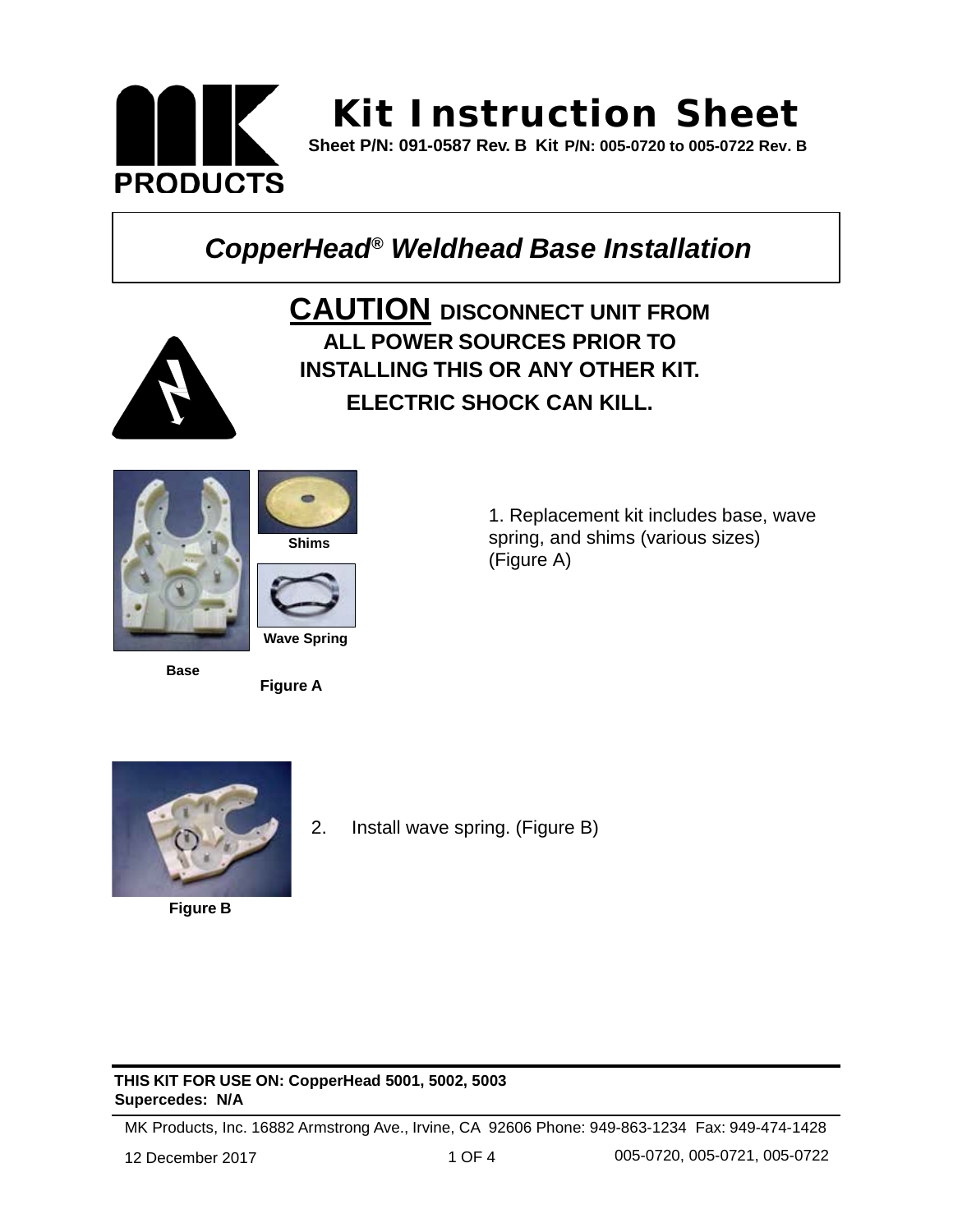# Kit Instruction Sheet

**Sheet P/N: 091-0587 Rev. B Kit P/N: 005-0720 to 005-0722 Rev. B**

## *CopperHead® Weldhead Base Installation*

**CAUTION DISCONNECT UNIT FROM ALL POWER SOURCES PRIOR TO INSTALLING THIS OR ANY OTHER KIT. ELECTRIC SHOCK CAN KILL.**

**Shims**

**Wave Spring**

**Base**

**Figure A**

1. Replacement kit includes base, wave spring, and shims (various sizes) (Figure A)

**Figure B**

2. Install wave spring. (Figure B)

**THIS KIT FOR USE ON: CopperHead 5001, 5002, 5003**
**Supercedes: N/A**

MK Products, Inc. 16882 Armstrong Ave., Irvine, CA 92606 Phone: 949-863-1234 Fax: 949-474-1428

12 December 2017 — 005-0720, 005-0721, 005-0722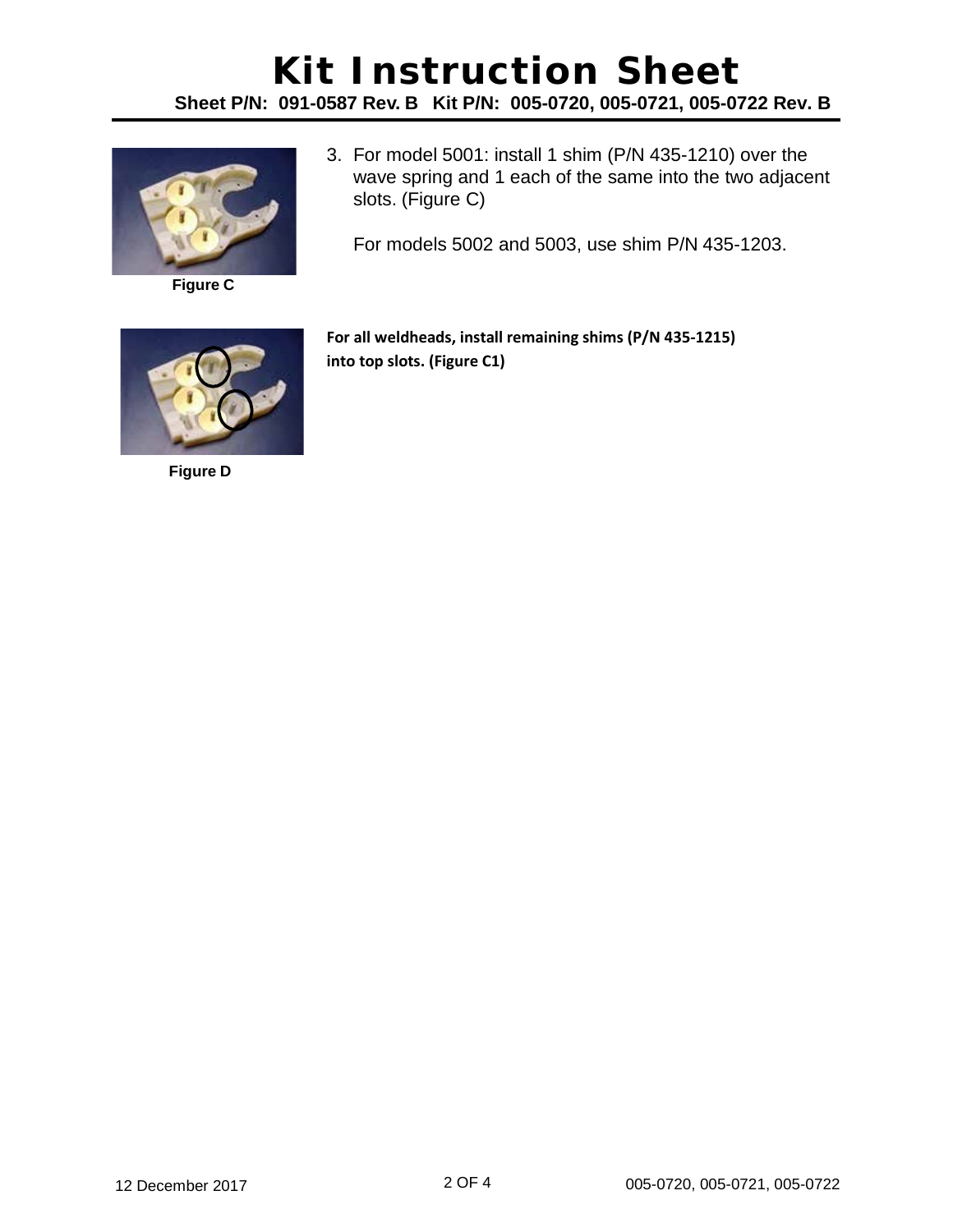Figure C

3. For model 5001: install 1 shim (P/N 435-1210) over the wave spring and 1 each of the same into the two adjacent slots. (Figure C)

   For models 5002 and 5003, use shim P/N 435-1203.

Figure D

**For all weldheads, install remaining shims (P/N 435-1215) into top slots. (Figure C1)**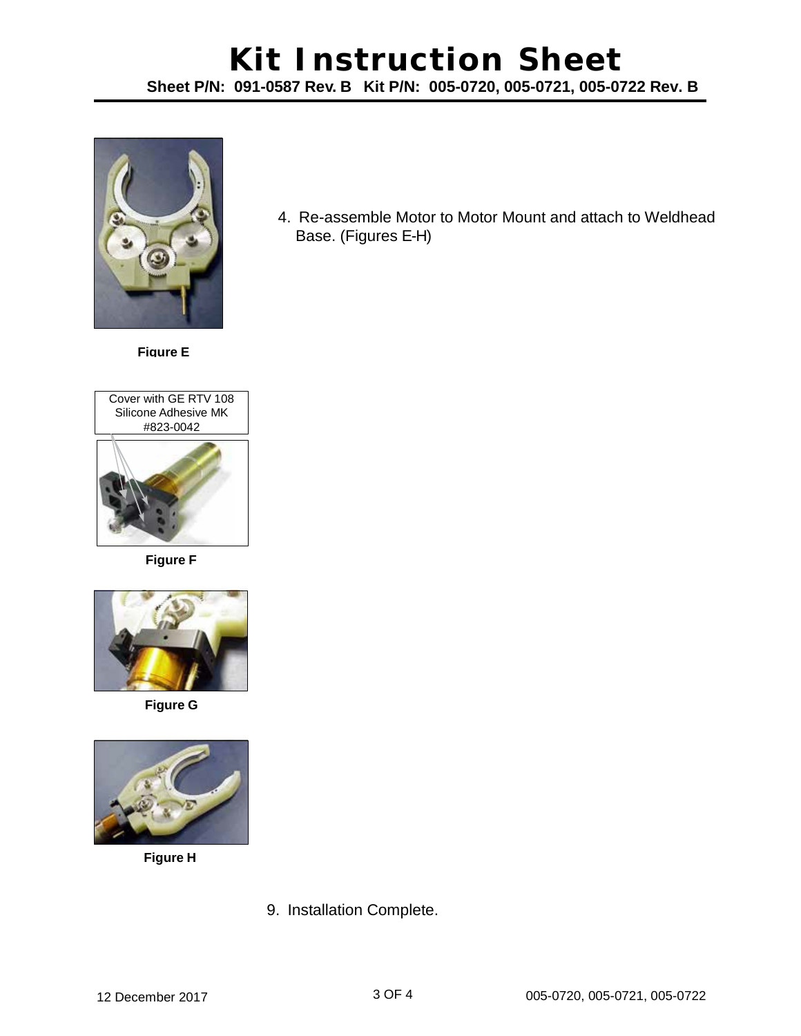# Kit Instruction Sheet

**Sheet P/N: 091-0587 Rev. B Kit P/N: 005-0720, 005-0721, 005-0722 Rev. B**

4. Re-assemble Motor to Motor Mount and attach to Weldhead Base. (Figures E-H)

**Figure E**

Cover with GE RTV 108 Silicone Adhesive MK #823-0042

**Figure F**

**Figure G**

**Figure H**

9. Installation Complete.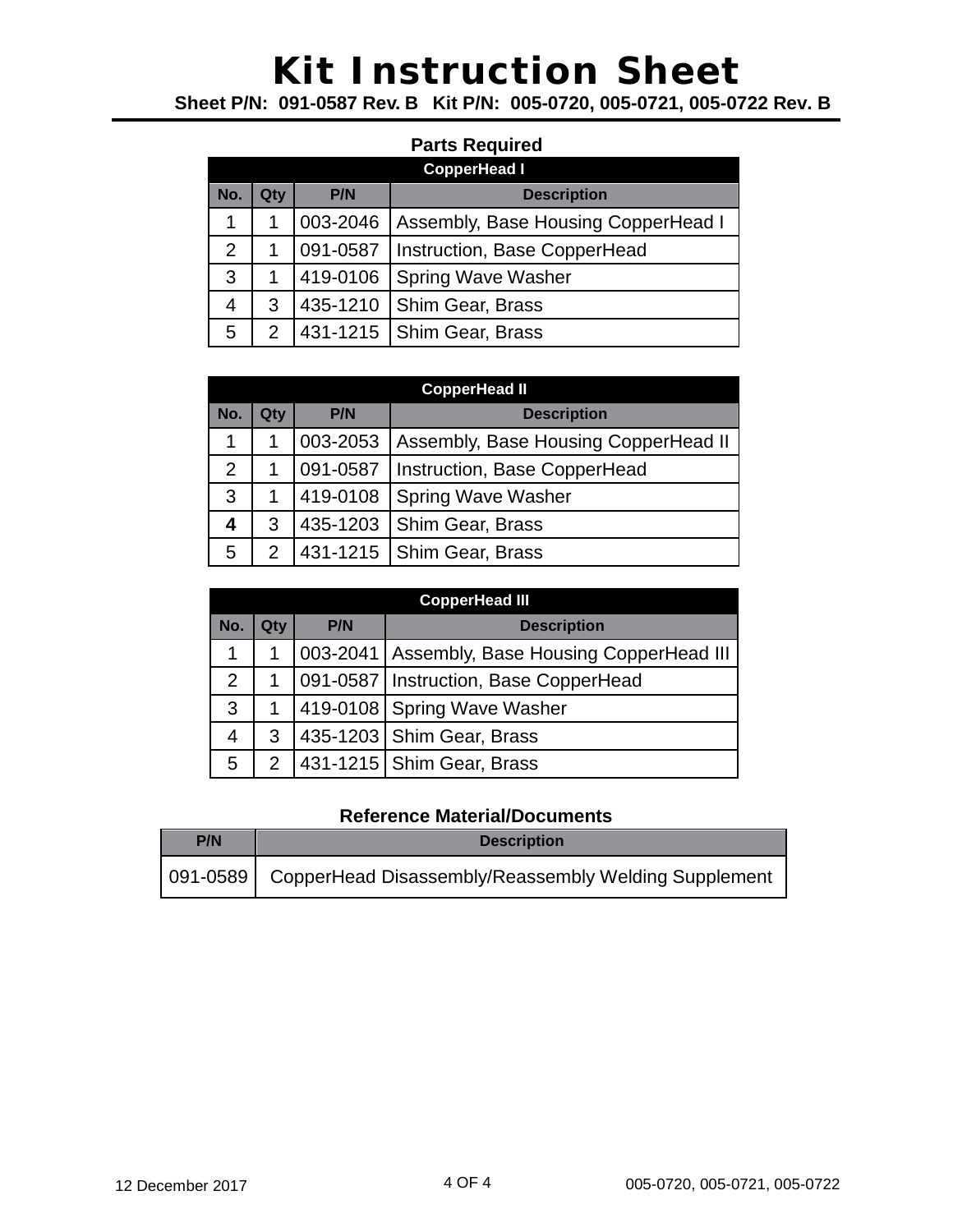# Kit Instruction Sheet

**Sheet P/N: 091-0587 Rev. B Kit P/N: 005-0720, 005-0721, 005-0722 Rev. B**

## Parts Required

| CopperHead I | | | |
|---|---|---|---|
| **No.** | **Qty** | **P/N** | **Description** |
| 1 | 1 | 003-2046 | Assembly, Base Housing CopperHead I |
| 2 | 1 | 091-0587 | Instruction, Base CopperHead |
| 3 | 1 | 419-0106 | Spring Wave Washer |
| 4 | 3 | 435-1210 | Shim Gear, Brass |
| 5 | 2 | 431-1215 | Shim Gear, Brass |

| CopperHead II | | | |
|---|---|---|---|
| **No.** | **Qty** | **P/N** | **Description** |
| 1 | 1 | 003-2053 | Assembly, Base Housing CopperHead II |
| 2 | 1 | 091-0587 | Instruction, Base CopperHead |
| 3 | 1 | 419-0108 | Spring Wave Washer |
| **4** | 3 | 435-1203 | Shim Gear, Brass |
| 5 | 2 | 431-1215 | Shim Gear, Brass |

| CopperHead III | | | |
|---|---|---|---|
| **No.** | **Qty** | **P/N** | **Description** |
| 1 | 1 | 003-2041 | Assembly, Base Housing CopperHead III |
| 2 | 1 | 091-0587 | Instruction, Base CopperHead |
| 3 | 1 | 419-0108 | Spring Wave Washer |
| 4 | 3 | 435-1203 | Shim Gear, Brass |
| 5 | 2 | 431-1215 | Shim Gear, Brass |

## Reference Material/Documents

| P/N | Description |
|---|---|
| 091-0589 | CopperHead Disassembly/Reassembly Welding Supplement |